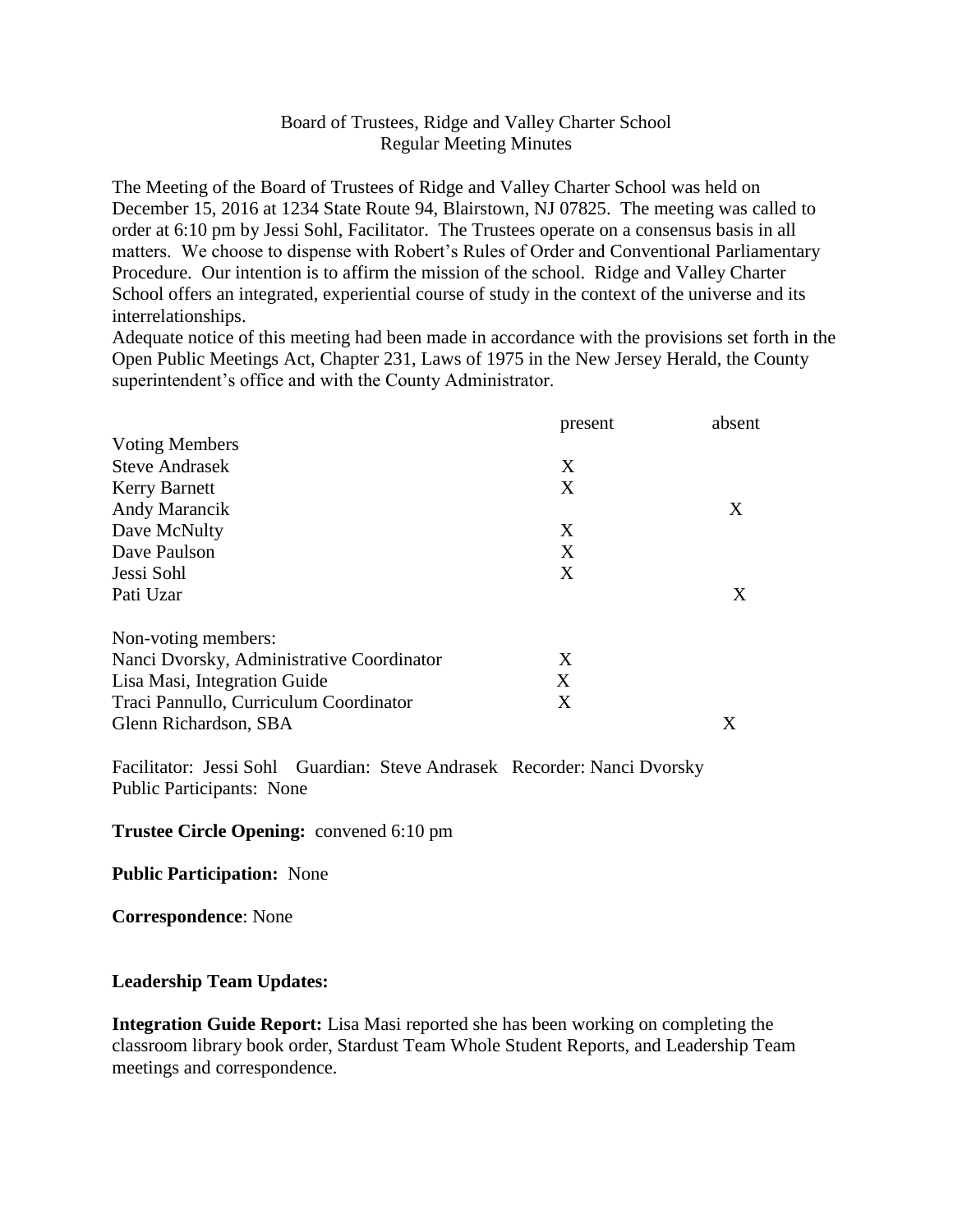Board of Trustees, Ridge and Valley Charter School
Regular Meeting Minutes

The Meeting of the Board of Trustees of Ridge and Valley Charter School was held on December 15, 2016 at 1234 State Route 94, Blairstown, NJ 07825. The meeting was called to order at 6:10 pm by Jessi Sohl, Facilitator. The Trustees operate on a consensus basis in all matters. We choose to dispense with Robert's Rules of Order and Conventional Parliamentary Procedure. Our intention is to affirm the mission of the school. Ridge and Valley Charter School offers an integrated, experiential course of study in the context of the universe and its interrelationships.
Adequate notice of this meeting had been made in accordance with the provisions set forth in the Open Public Meetings Act, Chapter 231, Laws of 1975 in the New Jersey Herald, the County superintendent's office and with the County Administrator.

| | present | absent |
|---|---|---|
| Voting Members | | |
| Steve Andrasek | X | |
| Kerry Barnett | X | |
| Andy Marancik | | X |
| Dave McNulty | X | |
| Dave Paulson | X | |
| Jessi Sohl | X | |
| Pati Uzar | | X |
| | | |
| Non-voting members: | | |
| Nanci Dvorsky, Administrative Coordinator | X | |
| Lisa Masi, Integration Guide | X | |
| Traci Pannullo, Curriculum Coordinator | X | |
| Glenn Richardson, SBA | | X |

Facilitator: Jessi Sohl Guardian: Steve Andrasek Recorder: Nanci Dvorsky
Public Participants: None

**Trustee Circle Opening:** convened 6:10 pm

**Public Participation:** None

**Correspondence**: None

**Leadership Team Updates:**

**Integration Guide Report:** Lisa Masi reported she has been working on completing the classroom library book order, Stardust Team Whole Student Reports, and Leadership Team meetings and correspondence.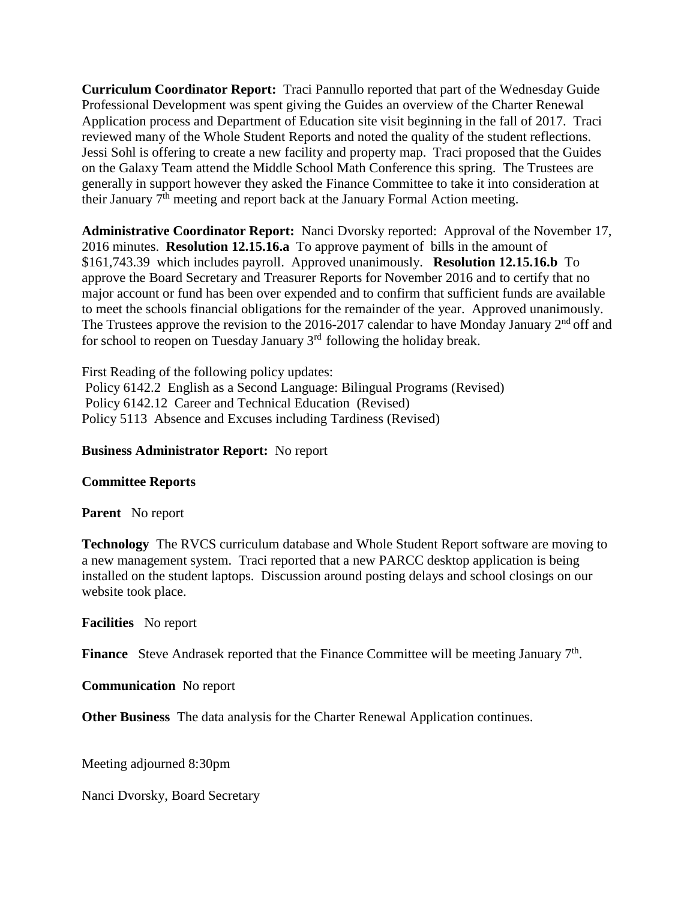**Curriculum Coordinator Report:** Traci Pannullo reported that part of the Wednesday Guide Professional Development was spent giving the Guides an overview of the Charter Renewal Application process and Department of Education site visit beginning in the fall of 2017. Traci reviewed many of the Whole Student Reports and noted the quality of the student reflections. Jessi Sohl is offering to create a new facility and property map. Traci proposed that the Guides on the Galaxy Team attend the Middle School Math Conference this spring. The Trustees are generally in support however they asked the Finance Committee to take it into consideration at their January 7th meeting and report back at the January Formal Action meeting.

**Administrative Coordinator Report:** Nanci Dvorsky reported: Approval of the November 17, 2016 minutes. **Resolution 12.15.16.a** To approve payment of bills in the amount of $161,743.39 which includes payroll. Approved unanimously. **Resolution 12.15.16.b** To approve the Board Secretary and Treasurer Reports for November 2016 and to certify that no major account or fund has been over expended and to confirm that sufficient funds are available to meet the schools financial obligations for the remainder of the year. Approved unanimously. The Trustees approve the revision to the 2016-2017 calendar to have Monday January 2nd off and for school to reopen on Tuesday January 3rd following the holiday break.

First Reading of the following policy updates:
Policy 6142.2 English as a Second Language: Bilingual Programs (Revised)
Policy 6142.12 Career and Technical Education (Revised)
Policy 5113 Absence and Excuses including Tardiness (Revised)

**Business Administrator Report:** No report

**Committee Reports**

**Parent** No report

**Technology** The RVCS curriculum database and Whole Student Report software are moving to a new management system. Traci reported that a new PARCC desktop application is being installed on the student laptops. Discussion around posting delays and school closings on our website took place.

**Facilities** No report

**Finance** Steve Andrasek reported that the Finance Committee will be meeting January 7th.

**Communication** No report

**Other Business** The data analysis for the Charter Renewal Application continues.

Meeting adjourned 8:30pm

Nanci Dvorsky, Board Secretary